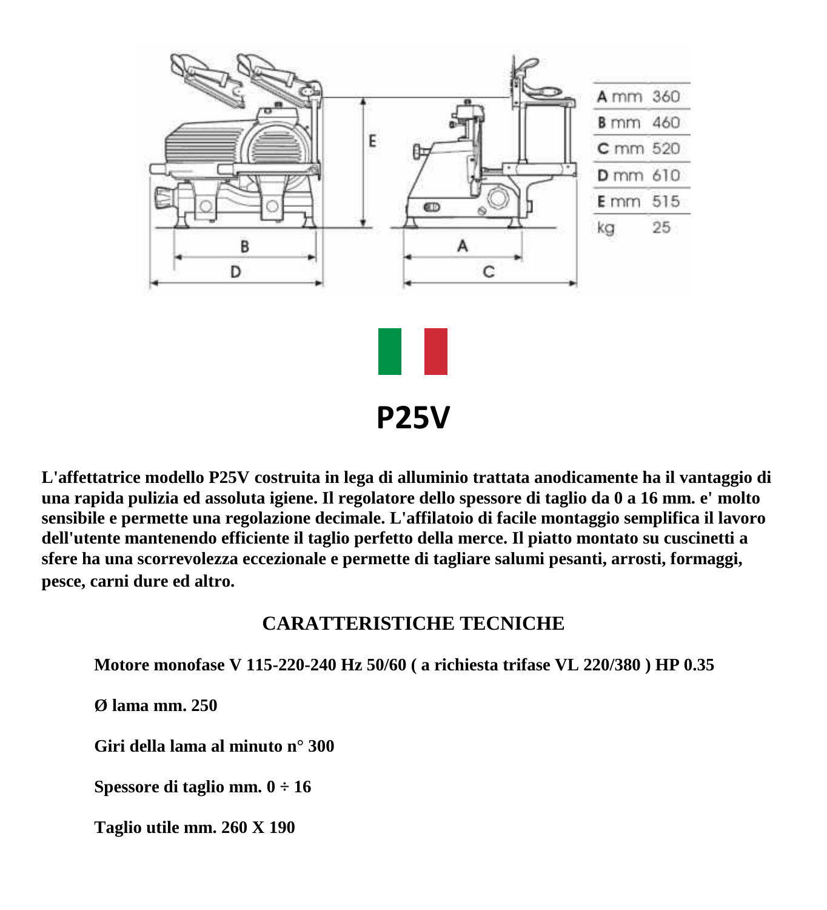| | |
|---|---|
| A mm | 360 |
| B mm | 460 |
| C mm | 520 |
| D mm | 610 |
| E mm | 515 |
| kg | 25 |

# P25V

**L'affettatrice modello P25V costruita in lega di alluminio trattata anodicamente ha il vantaggio di una rapida pulizia ed assoluta igiene. Il regolatore dello spessore di taglio da 0 a 16 mm. e' molto sensibile e permette una regolazione decimale. L'affilatoio di facile montaggio semplifica il lavoro dell'utente mantenendo efficiente il taglio perfetto della merce. Il piatto montato su cuscinetti a sfere ha una scorrevolezza eccezionale e permette di tagliare salumi pesanti, arrosti, formaggi, pesce, carni dure ed altro.**

## CARATTERISTICHE TECNICHE

**Motore monofase V 115-220-240 Hz 50/60 ( a richiesta trifase VL 220/380 ) HP 0.35**

**Ø lama mm. 250**

**Giri della lama al minuto n° 300**

**Spessore di taglio mm. 0 ÷ 16**

**Taglio utile mm. 260 X 190**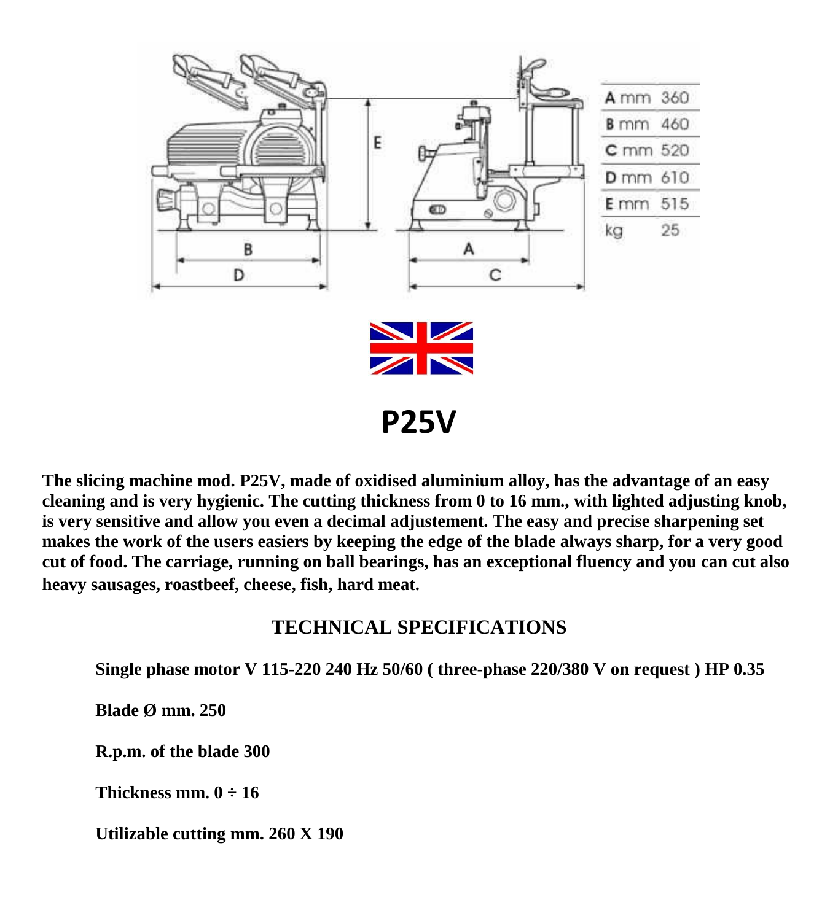| | |
|---|---|
| A mm | 360 |
| B mm | 460 |
| C mm | 520 |
| D mm | 610 |
| E mm | 515 |
| kg | 25 |

# P25V

**The slicing machine mod. P25V, made of oxidised aluminium alloy, has the advantage of an easy cleaning and is very hygienic. The cutting thickness from 0 to 16 mm., with lighted adjusting knob, is very sensitive and allow you even a decimal adjustement. The easy and precise sharpening set makes the work of the users easiers by keeping the edge of the blade always sharp, for a very good cut of food. The carriage, running on ball bearings, has an exceptional fluency and you can cut also heavy sausages, roastbeef, cheese, fish, hard meat.**

## TECHNICAL SPECIFICATIONS

**Single phase motor V 115-220 240 Hz 50/60 ( three-phase 220/380 V on request ) HP 0.35**

**Blade Ø mm. 250**

**R.p.m. of the blade 300**

**Thickness mm. 0 ÷ 16**

**Utilizable cutting mm. 260 X 190**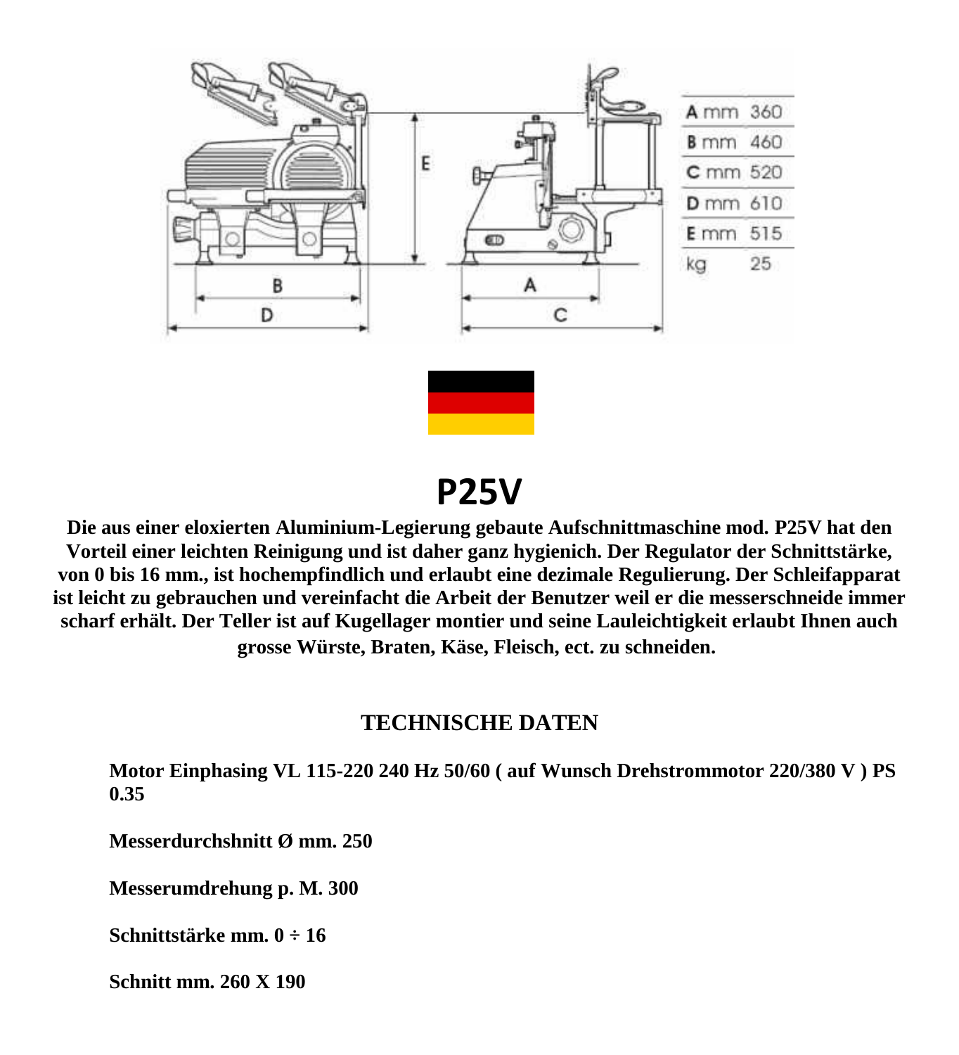| | |
|---|---|
| A mm | 360 |
| B mm | 460 |
| C mm | 520 |
| D mm | 610 |
| E mm | 515 |
| kg | 25 |

# P25V

**Die aus einer eloxierten Aluminium-Legierung gebaute Aufschnittmaschine mod. P25V hat den Vorteil einer leichten Reinigung und ist daher ganz hygienich. Der Regulator der Schnittstärke, von 0 bis 16 mm., ist hochempfindlich und erlaubt eine dezimale Regulierung. Der Schleifapparat ist leicht zu gebrauchen und vereinfacht die Arbeit der Benutzer weil er die messerschneide immer scharf erhält. Der Teller ist auf Kugellager montier und seine Lauleichtigkeit erlaubt Ihnen auch grosse Würste, Braten, Käse, Fleisch, ect. zu schneiden.**

## TECHNISCHE DATEN

**Motor Einphasing VL 115-220 240 Hz 50/60 ( auf Wunsch Drehstrommotor 220/380 V ) PS 0.35**

**Messerdurchshnitt Ø mm. 250**

**Messerumdrehung p. M. 300**

**Schnittstärke mm. 0 ÷ 16**

**Schnitt mm. 260 X 190**